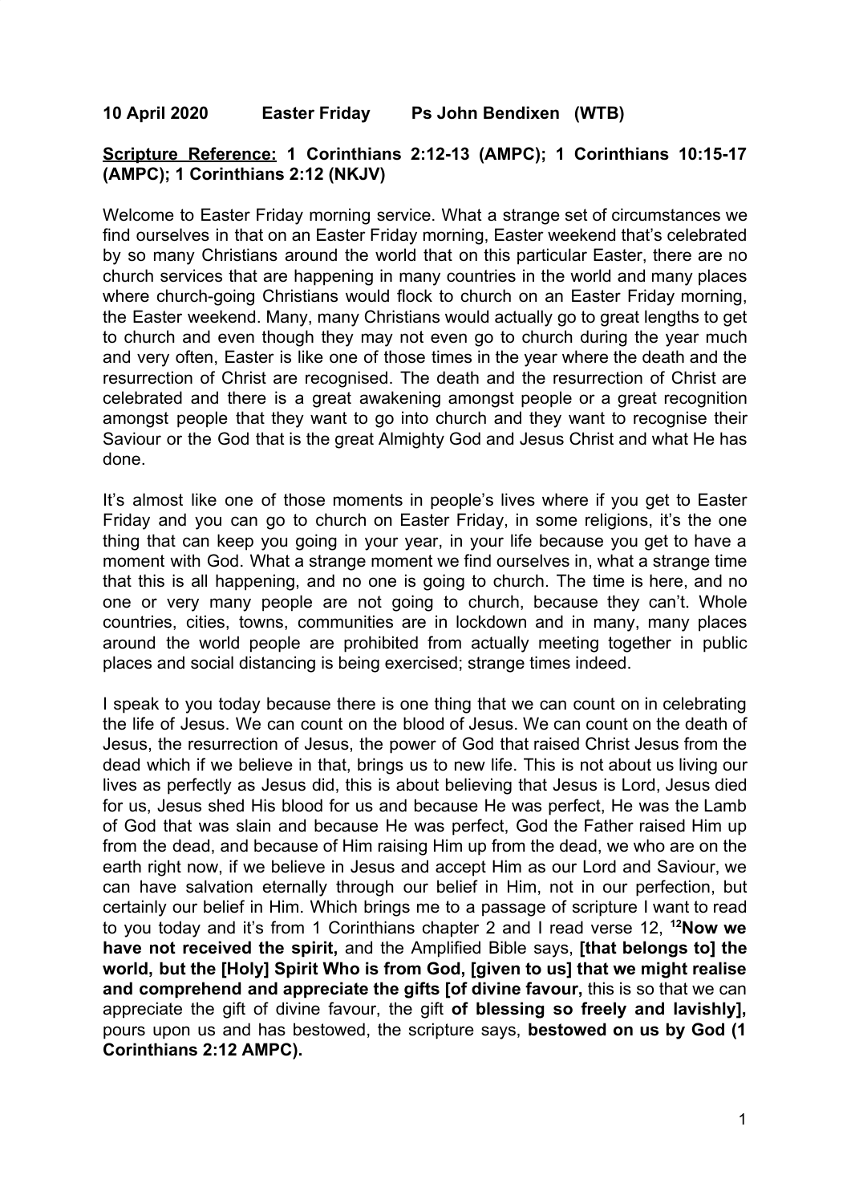**10 April 2020 Easter Friday Ps John Bendixen (WTB)**

**Scripture Reference: 1 Corinthians 2:12-13 (AMPC); 1 Corinthians 10:15-17 (AMPC); 1 Corinthians 2:12 (NKJV)**

Welcome to Easter Friday morning service. What a strange set of circumstances we find ourselves in that on an Easter Friday morning, Easter weekend that's celebrated by so many Christians around the world that on this particular Easter, there are no church services that are happening in many countries in the world and many places where church-going Christians would flock to church on an Easter Friday morning, the Easter weekend. Many, many Christians would actually go to great lengths to get to church and even though they may not even go to church during the year much and very often, Easter is like one of those times in the year where the death and the resurrection of Christ are recognised. The death and the resurrection of Christ are celebrated and there is a great awakening amongst people or a great recognition amongst people that they want to go into church and they want to recognise their Saviour or the God that is the great Almighty God and Jesus Christ and what He has done.

It's almost like one of those moments in people's lives where if you get to Easter Friday and you can go to church on Easter Friday, in some religions, it's the one thing that can keep you going in your year, in your life because you get to have a moment with God. What a strange moment we find ourselves in, what a strange time that this is all happening, and no one is going to church. The time is here, and no one or very many people are not going to church, because they can't. Whole countries, cities, towns, communities are in lockdown and in many, many places around the world people are prohibited from actually meeting together in public places and social distancing is being exercised; strange times indeed.

I speak to you today because there is one thing that we can count on in celebrating the life of Jesus. We can count on the blood of Jesus. We can count on the death of Jesus, the resurrection of Jesus, the power of God that raised Christ Jesus from the dead which if we believe in that, brings us to new life. This is not about us living our lives as perfectly as Jesus did, this is about believing that Jesus is Lord, Jesus died for us, Jesus shed His blood for us and because He was perfect, He was the Lamb of God that was slain and because He was perfect, God the Father raised Him up from the dead, and because of Him raising Him up from the dead, we who are on the earth right now, if we believe in Jesus and accept Him as our Lord and Saviour, we can have salvation eternally through our belief in Him, not in our perfection, but certainly our belief in Him. Which brings me to a passage of scripture I want to read to you today and it's from 1 Corinthians chapter 2 and I read verse 12, **[12]Now we have not received the spirit,** and the Amplified Bible says, **[that belongs to] the world, but the [Holy] Spirit Who is from God, [given to us] that we might realise and comprehend and appreciate the gifts [of divine favour,** this is so that we can appreciate the gift of divine favour, the gift **of blessing so freely and lavishly],** pours upon us and has bestowed, the scripture says, **bestowed on us by God (1 Corinthians 2:12 AMPC).**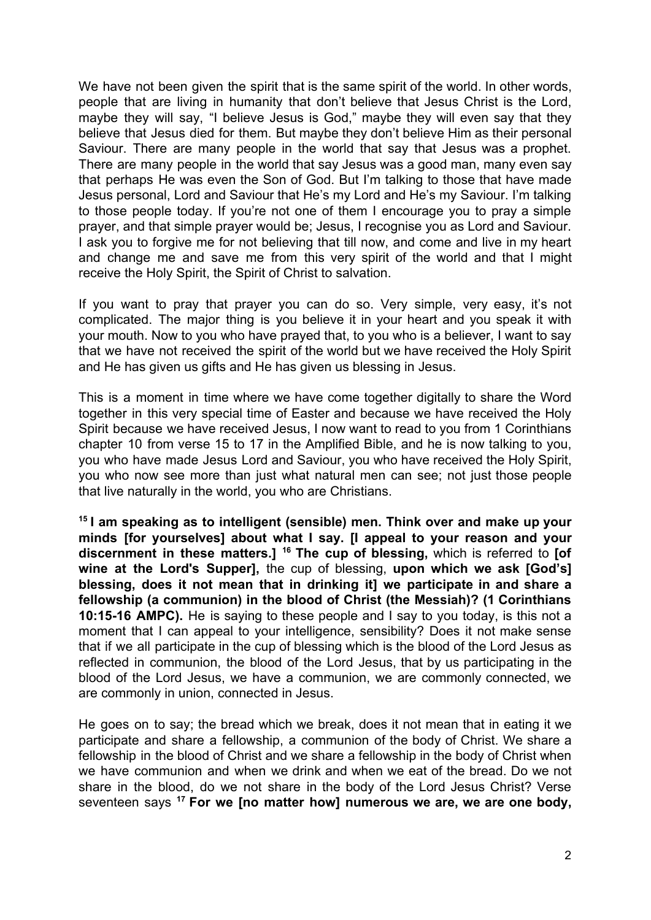We have not been given the spirit that is the same spirit of the world. In other words, people that are living in humanity that don't believe that Jesus Christ is the Lord, maybe they will say, "I believe Jesus is God," maybe they will even say that they believe that Jesus died for them. But maybe they don't believe Him as their personal Saviour. There are many people in the world that say that Jesus was a prophet. There are many people in the world that say Jesus was a good man, many even say that perhaps He was even the Son of God. But I'm talking to those that have made Jesus personal, Lord and Saviour that He's my Lord and He's my Saviour. I'm talking to those people today. If you're not one of them I encourage you to pray a simple prayer, and that simple prayer would be; Jesus, I recognise you as Lord and Saviour. I ask you to forgive me for not believing that till now, and come and live in my heart and change me and save me from this very spirit of the world and that I might receive the Holy Spirit, the Spirit of Christ to salvation.

If you want to pray that prayer you can do so. Very simple, very easy, it's not complicated. The major thing is you believe it in your heart and you speak it with your mouth. Now to you who have prayed that, to you who is a believer, I want to say that we have not received the spirit of the world but we have received the Holy Spirit and He has given us gifts and He has given us blessing in Jesus.

This is a moment in time where we have come together digitally to share the Word together in this very special time of Easter and because we have received the Holy Spirit because we have received Jesus, I now want to read to you from 1 Corinthians chapter 10 from verse 15 to 17 in the Amplified Bible, and he is now talking to you, you who have made Jesus Lord and Saviour, you who have received the Holy Spirit, you who now see more than just what natural men can see; not just those people that live naturally in the world, you who are Christians.

**[15] I am speaking as to intelligent (sensible) men. Think over and make up your minds [for yourselves] about what I say. [I appeal to your reason and your discernment in these matters.] [16] The cup of blessing,** which is referred to **[of wine at the Lord's Supper],** the cup of blessing, **upon which we ask [God's] blessing, does it not mean that in drinking it] we participate in and share a fellowship (a communion) in the blood of Christ (the Messiah)? (1 Corinthians 10:15-16 AMPC).** He is saying to these people and I say to you today, is this not a moment that I can appeal to your intelligence, sensibility? Does it not make sense that if we all participate in the cup of blessing which is the blood of the Lord Jesus as reflected in communion, the blood of the Lord Jesus, that by us participating in the blood of the Lord Jesus, we have a communion, we are commonly connected, we are commonly in union, connected in Jesus.

He goes on to say; the bread which we break, does it not mean that in eating it we participate and share a fellowship, a communion of the body of Christ. We share a fellowship in the blood of Christ and we share a fellowship in the body of Christ when we have communion and when we drink and when we eat of the bread. Do we not share in the blood, do we not share in the body of the Lord Jesus Christ? Verse seventeen says **[17] For we [no matter how] numerous we are, we are one body,**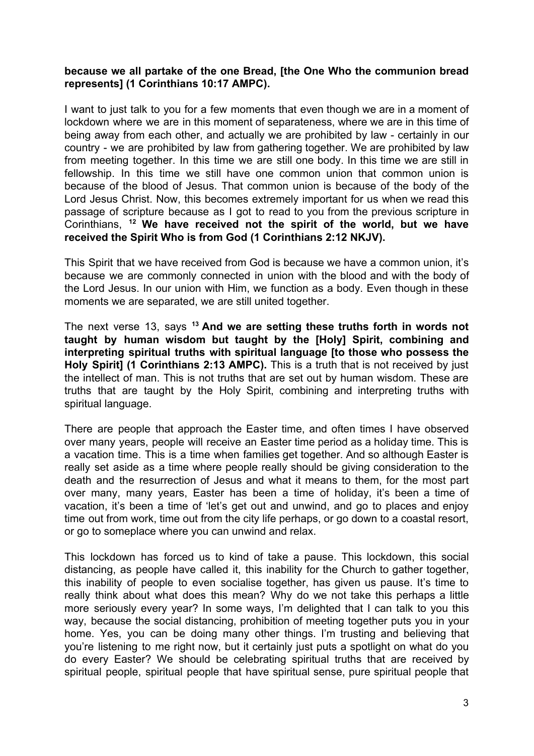**because we all partake of the one Bread, [the One Who the communion bread represents] (1 Corinthians 10:17 AMPC).**

I want to just talk to you for a few moments that even though we are in a moment of lockdown where we are in this moment of separateness, where we are in this time of being away from each other, and actually we are prohibited by law - certainly in our country - we are prohibited by law from gathering together. We are prohibited by law from meeting together. In this time we are still one body. In this time we are still in fellowship. In this time we still have one common union that common union is because of the blood of Jesus. That common union is because of the body of the Lord Jesus Christ. Now, this becomes extremely important for us when we read this passage of scripture because as I got to read to you from the previous scripture in Corinthians, [12] **We have received not the spirit of the world, but we have received the Spirit Who is from God (1 Corinthians 2:12 NKJV).**

This Spirit that we have received from God is because we have a common union, it's because we are commonly connected in union with the blood and with the body of the Lord Jesus. In our union with Him, we function as a body. Even though in these moments we are separated, we are still united together.

The next verse 13, says [13] **And we are setting these truths forth in words not taught by human wisdom but taught by the [Holy] Spirit, combining and interpreting spiritual truths with spiritual language [to those who possess the Holy Spirit] (1 Corinthians 2:13 AMPC).** This is a truth that is not received by just the intellect of man. This is not truths that are set out by human wisdom. These are truths that are taught by the Holy Spirit, combining and interpreting truths with spiritual language.

There are people that approach the Easter time, and often times I have observed over many years, people will receive an Easter time period as a holiday time. This is a vacation time. This is a time when families get together. And so although Easter is really set aside as a time where people really should be giving consideration to the death and the resurrection of Jesus and what it means to them, for the most part over many, many years, Easter has been a time of holiday, it's been a time of vacation, it's been a time of 'let's get out and unwind, and go to places and enjoy time out from work, time out from the city life perhaps, or go down to a coastal resort, or go to someplace where you can unwind and relax.

This lockdown has forced us to kind of take a pause. This lockdown, this social distancing, as people have called it, this inability for the Church to gather together, this inability of people to even socialise together, has given us pause. It's time to really think about what does this mean? Why do we not take this perhaps a little more seriously every year? In some ways, I'm delighted that I can talk to you this way, because the social distancing, prohibition of meeting together puts you in your home. Yes, you can be doing many other things. I'm trusting and believing that you're listening to me right now, but it certainly just puts a spotlight on what do you do every Easter? We should be celebrating spiritual truths that are received by spiritual people, spiritual people that have spiritual sense, pure spiritual people that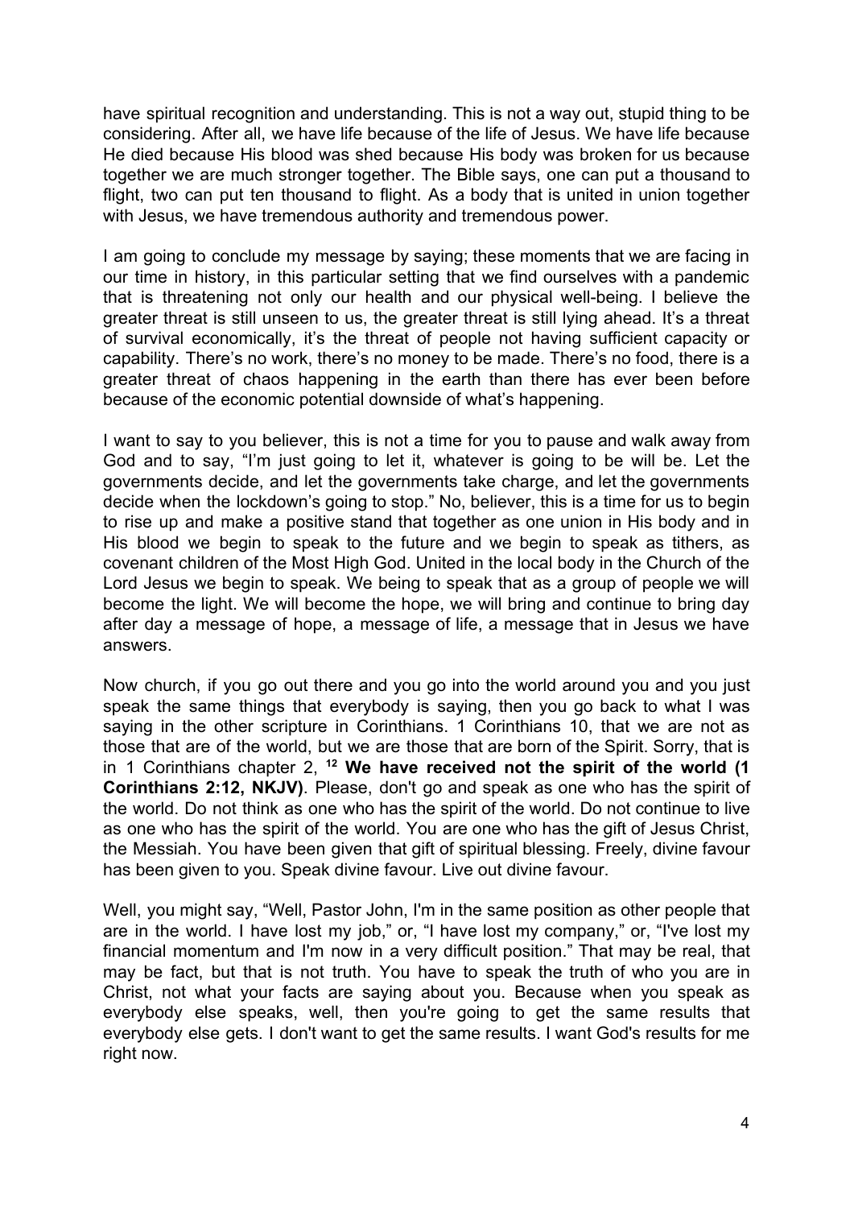have spiritual recognition and understanding. This is not a way out, stupid thing to be considering. After all, we have life because of the life of Jesus. We have life because He died because His blood was shed because His body was broken for us because together we are much stronger together. The Bible says, one can put a thousand to flight, two can put ten thousand to flight. As a body that is united in union together with Jesus, we have tremendous authority and tremendous power.

I am going to conclude my message by saying; these moments that we are facing in our time in history, in this particular setting that we find ourselves with a pandemic that is threatening not only our health and our physical well-being. I believe the greater threat is still unseen to us, the greater threat is still lying ahead. It's a threat of survival economically, it's the threat of people not having sufficient capacity or capability. There's no work, there's no money to be made. There's no food, there is a greater threat of chaos happening in the earth than there has ever been before because of the economic potential downside of what's happening.

I want to say to you believer, this is not a time for you to pause and walk away from God and to say, "I'm just going to let it, whatever is going to be will be. Let the governments decide, and let the governments take charge, and let the governments decide when the lockdown's going to stop." No, believer, this is a time for us to begin to rise up and make a positive stand that together as one union in His body and in His blood we begin to speak to the future and we begin to speak as tithers, as covenant children of the Most High God. United in the local body in the Church of the Lord Jesus we begin to speak. We being to speak that as a group of people we will become the light. We will become the hope, we will bring and continue to bring day after day a message of hope, a message of life, a message that in Jesus we have answers.

Now church, if you go out there and you go into the world around you and you just speak the same things that everybody is saying, then you go back to what I was saying in the other scripture in Corinthians. 1 Corinthians 10, that we are not as those that are of the world, but we are those that are born of the Spirit. Sorry, that is in 1 Corinthians chapter 2, **[12] We have received not the spirit of the world (1 Corinthians 2:12, NKJV)**. Please, don't go and speak as one who has the spirit of the world. Do not think as one who has the spirit of the world. Do not continue to live as one who has the spirit of the world. You are one who has the gift of Jesus Christ, the Messiah. You have been given that gift of spiritual blessing. Freely, divine favour has been given to you. Speak divine favour. Live out divine favour.

Well, you might say, "Well, Pastor John, I'm in the same position as other people that are in the world. I have lost my job," or, "I have lost my company," or, "I've lost my financial momentum and I'm now in a very difficult position." That may be real, that may be fact, but that is not truth. You have to speak the truth of who you are in Christ, not what your facts are saying about you. Because when you speak as everybody else speaks, well, then you're going to get the same results that everybody else gets. I don't want to get the same results. I want God's results for me right now.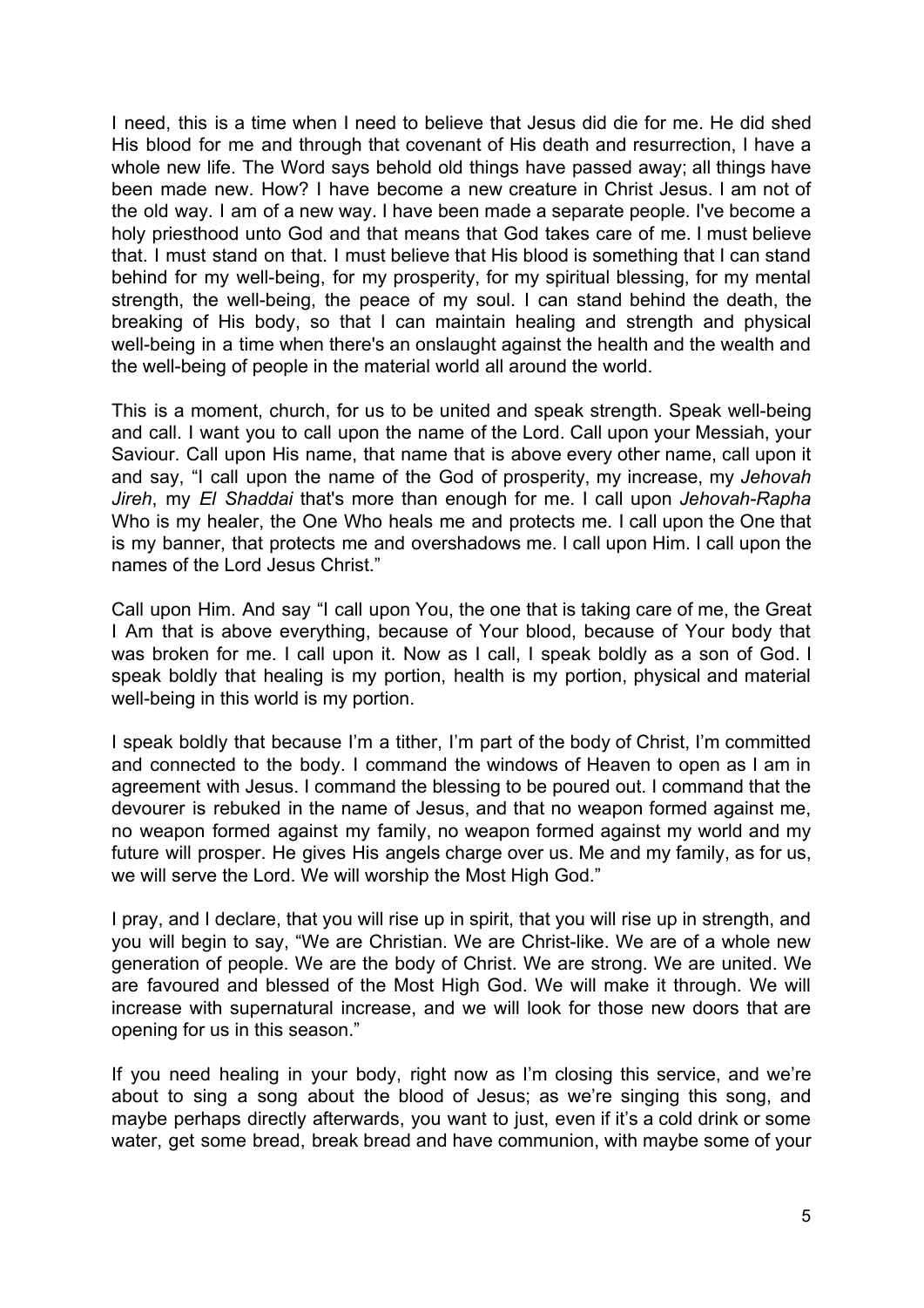I need, this is a time when I need to believe that Jesus did die for me. He did shed His blood for me and through that covenant of His death and resurrection, I have a whole new life. The Word says behold old things have passed away; all things have been made new. How? I have become a new creature in Christ Jesus. I am not of the old way. I am of a new way. I have been made a separate people. I've become a holy priesthood unto God and that means that God takes care of me. I must believe that. I must stand on that. I must believe that His blood is something that I can stand behind for my well-being, for my prosperity, for my spiritual blessing, for my mental strength, the well-being, the peace of my soul. I can stand behind the death, the breaking of His body, so that I can maintain healing and strength and physical well-being in a time when there's an onslaught against the health and the wealth and the well-being of people in the material world all around the world.

This is a moment, church, for us to be united and speak strength. Speak well-being and call. I want you to call upon the name of the Lord. Call upon your Messiah, your Saviour. Call upon His name, that name that is above every other name, call upon it and say, "I call upon the name of the God of prosperity, my increase, my *Jehovah Jireh*, my *El Shaddai* that's more than enough for me. I call upon *Jehovah-Rapha* Who is my healer, the One Who heals me and protects me. I call upon the One that is my banner, that protects me and overshadows me. I call upon Him. I call upon the names of the Lord Jesus Christ."

Call upon Him. And say "I call upon You, the one that is taking care of me, the Great I Am that is above everything, because of Your blood, because of Your body that was broken for me. I call upon it. Now as I call, I speak boldly as a son of God. I speak boldly that healing is my portion, health is my portion, physical and material well-being in this world is my portion.

I speak boldly that because I'm a tither, I'm part of the body of Christ, I'm committed and connected to the body. I command the windows of Heaven to open as I am in agreement with Jesus. I command the blessing to be poured out. I command that the devourer is rebuked in the name of Jesus, and that no weapon formed against me, no weapon formed against my family, no weapon formed against my world and my future will prosper. He gives His angels charge over us. Me and my family, as for us, we will serve the Lord. We will worship the Most High God."

I pray, and I declare, that you will rise up in spirit, that you will rise up in strength, and you will begin to say, "We are Christian. We are Christ-like. We are of a whole new generation of people. We are the body of Christ. We are strong. We are united. We are favoured and blessed of the Most High God. We will make it through. We will increase with supernatural increase, and we will look for those new doors that are opening for us in this season."

If you need healing in your body, right now as I'm closing this service, and we're about to sing a song about the blood of Jesus; as we're singing this song, and maybe perhaps directly afterwards, you want to just, even if it's a cold drink or some water, get some bread, break bread and have communion, with maybe some of your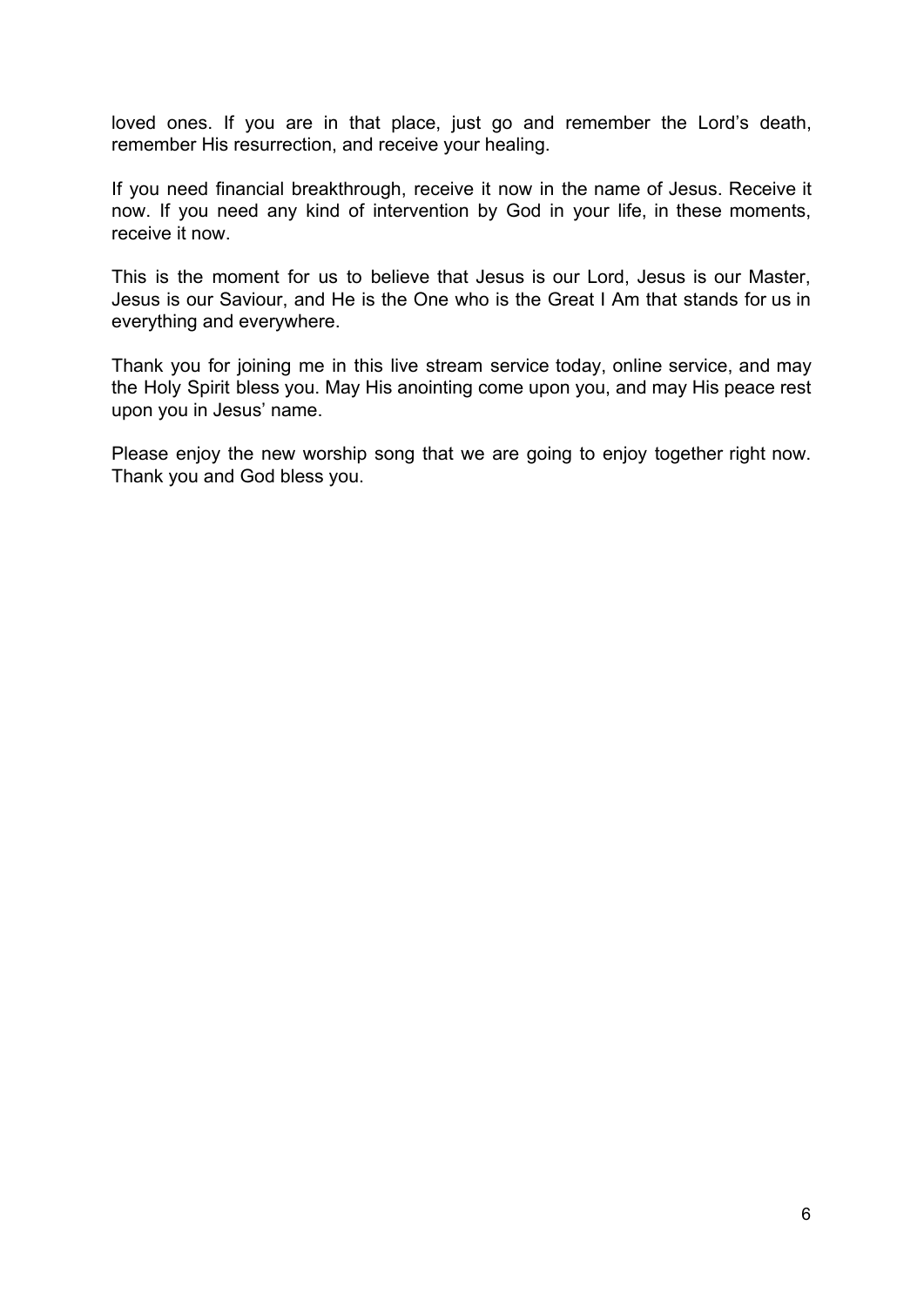loved ones. If you are in that place, just go and remember the Lord's death, remember His resurrection, and receive your healing.

If you need financial breakthrough, receive it now in the name of Jesus. Receive it now. If you need any kind of intervention by God in your life, in these moments, receive it now.

This is the moment for us to believe that Jesus is our Lord, Jesus is our Master, Jesus is our Saviour, and He is the One who is the Great I Am that stands for us in everything and everywhere.

Thank you for joining me in this live stream service today, online service, and may the Holy Spirit bless you. May His anointing come upon you, and may His peace rest upon you in Jesus' name.

Please enjoy the new worship song that we are going to enjoy together right now. Thank you and God bless you.